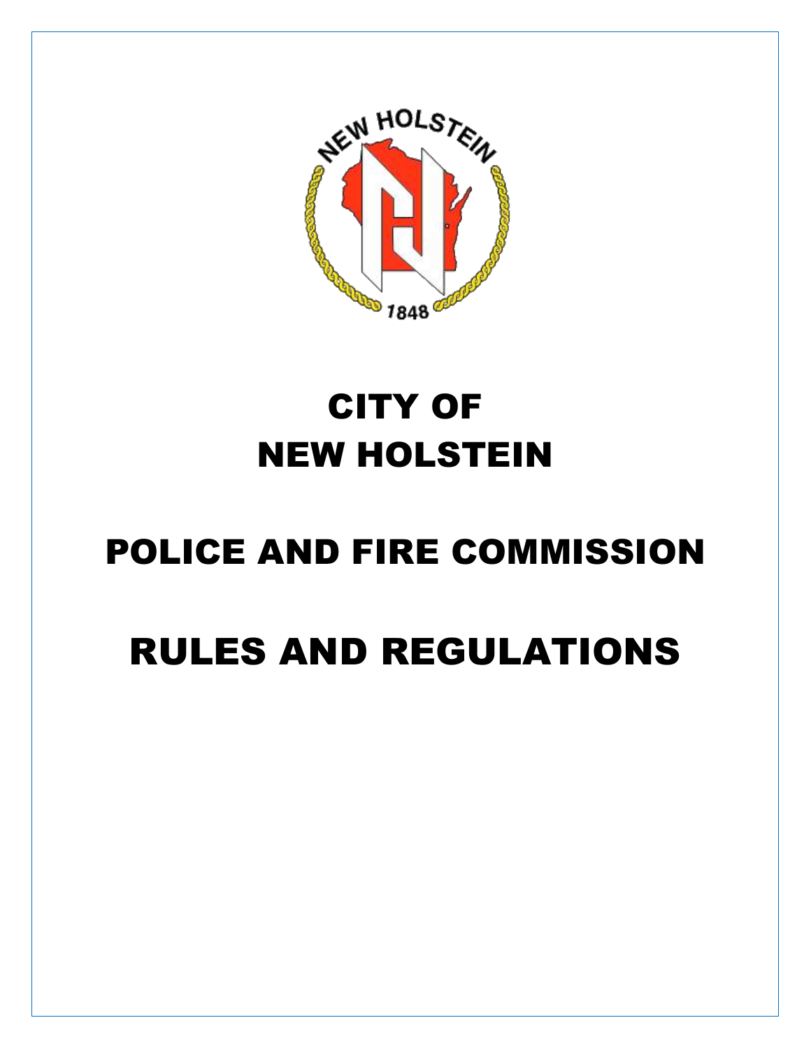# CITY OF NEW HOLSTEIN

# POLICE AND FIRE COMMISSION

# RULES AND REGULATIONS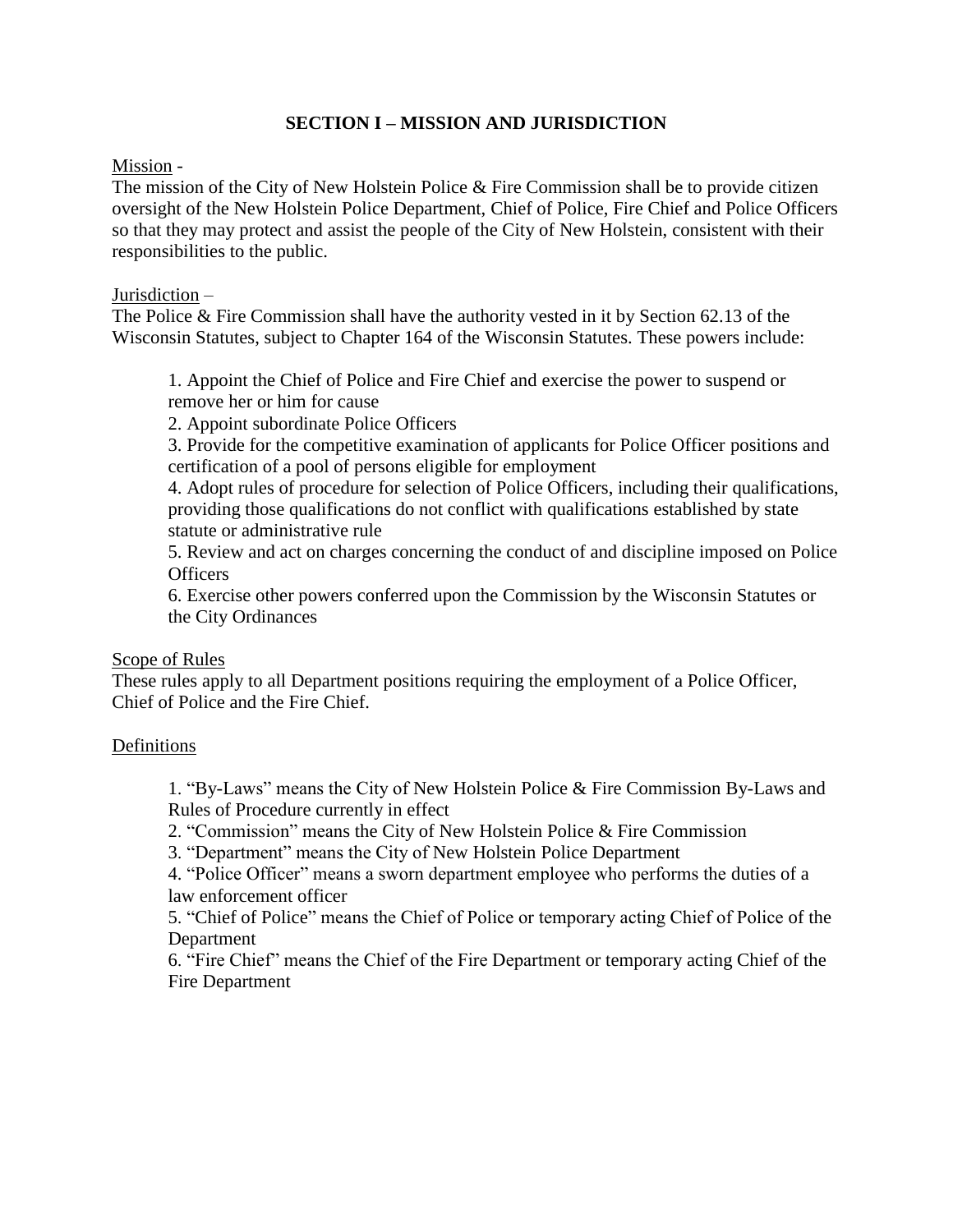## SECTION I – MISSION AND JURISDICTION

Mission -

The mission of the City of New Holstein Police & Fire Commission shall be to provide citizen oversight of the New Holstein Police Department, Chief of Police, Fire Chief and Police Officers so that they may protect and assist the people of the City of New Holstein, consistent with their responsibilities to the public.

Jurisdiction –

The Police & Fire Commission shall have the authority vested in it by Section 62.13 of the Wisconsin Statutes, subject to Chapter 164 of the Wisconsin Statutes. These powers include:

1. Appoint the Chief of Police and Fire Chief and exercise the power to suspend or remove her or him for cause
2. Appoint subordinate Police Officers
3. Provide for the competitive examination of applicants for Police Officer positions and certification of a pool of persons eligible for employment
4. Adopt rules of procedure for selection of Police Officers, including their qualifications, providing those qualifications do not conflict with qualifications established by state statute or administrative rule
5. Review and act on charges concerning the conduct of and discipline imposed on Police Officers
6. Exercise other powers conferred upon the Commission by the Wisconsin Statutes or the City Ordinances

Scope of Rules

These rules apply to all Department positions requiring the employment of a Police Officer, Chief of Police and the Fire Chief.

Definitions

1. "By-Laws" means the City of New Holstein Police & Fire Commission By-Laws and Rules of Procedure currently in effect
2. "Commission" means the City of New Holstein Police & Fire Commission
3. "Department" means the City of New Holstein Police Department
4. "Police Officer" means a sworn department employee who performs the duties of a law enforcement officer
5. "Chief of Police" means the Chief of Police or temporary acting Chief of Police of the Department
6. "Fire Chief" means the Chief of the Fire Department or temporary acting Chief of the Fire Department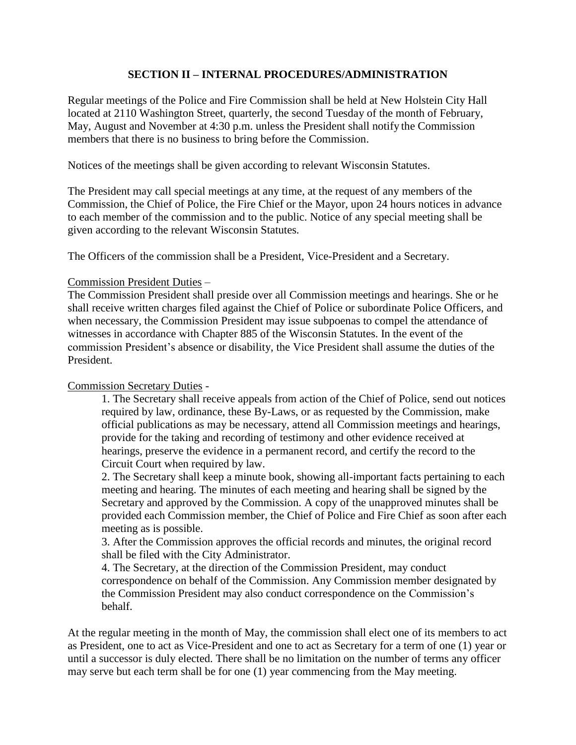## SECTION II – INTERNAL PROCEDURES/ADMINISTRATION

Regular meetings of the Police and Fire Commission shall be held at New Holstein City Hall located at 2110 Washington Street, quarterly, the second Tuesday of the month of February, May, August and November at 4:30 p.m. unless the President shall notify the Commission members that there is no business to bring before the Commission.

Notices of the meetings shall be given according to relevant Wisconsin Statutes.

The President may call special meetings at any time, at the request of any members of the Commission, the Chief of Police, the Fire Chief or the Mayor, upon 24 hours notices in advance to each member of the commission and to the public. Notice of any special meeting shall be given according to the relevant Wisconsin Statutes.

The Officers of the commission shall be a President, Vice-President and a Secretary.

Commission President Duties –
The Commission President shall preside over all Commission meetings and hearings. She or he shall receive written charges filed against the Chief of Police or subordinate Police Officers, and when necessary, the Commission President may issue subpoenas to compel the attendance of witnesses in accordance with Chapter 885 of the Wisconsin Statutes. In the event of the commission President's absence or disability, the Vice President shall assume the duties of the President.

Commission Secretary Duties -

1. The Secretary shall receive appeals from action of the Chief of Police, send out notices required by law, ordinance, these By-Laws, or as requested by the Commission, make official publications as may be necessary, attend all Commission meetings and hearings, provide for the taking and recording of testimony and other evidence received at hearings, preserve the evidence in a permanent record, and certify the record to the Circuit Court when required by law.
2. The Secretary shall keep a minute book, showing all-important facts pertaining to each meeting and hearing. The minutes of each meeting and hearing shall be signed by the Secretary and approved by the Commission. A copy of the unapproved minutes shall be provided each Commission member, the Chief of Police and Fire Chief as soon after each meeting as is possible.
3. After the Commission approves the official records and minutes, the original record shall be filed with the City Administrator.
4. The Secretary, at the direction of the Commission President, may conduct correspondence on behalf of the Commission. Any Commission member designated by the Commission President may also conduct correspondence on the Commission's behalf.

At the regular meeting in the month of May, the commission shall elect one of its members to act as President, one to act as Vice-President and one to act as Secretary for a term of one (1) year or until a successor is duly elected. There shall be no limitation on the number of terms any officer may serve but each term shall be for one (1) year commencing from the May meeting.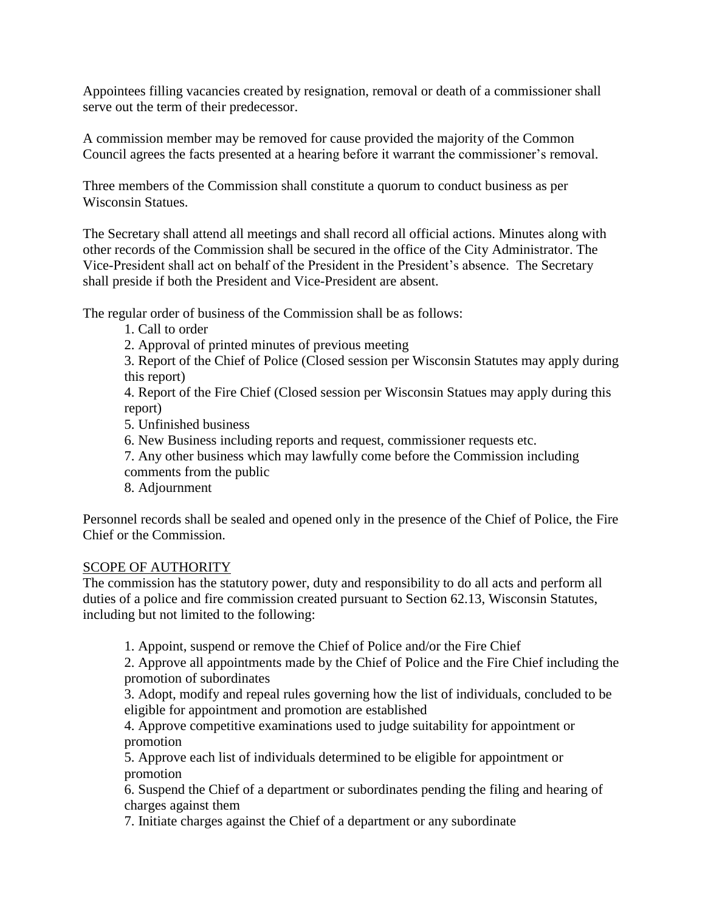Appointees filling vacancies created by resignation, removal or death of a commissioner shall serve out the term of their predecessor.

A commission member may be removed for cause provided the majority of the Common Council agrees the facts presented at a hearing before it warrant the commissioner's removal.

Three members of the Commission shall constitute a quorum to conduct business as per Wisconsin Statues.

The Secretary shall attend all meetings and shall record all official actions. Minutes along with other records of the Commission shall be secured in the office of the City Administrator. The Vice-President shall act on behalf of the President in the President's absence. The Secretary shall preside if both the President and Vice-President are absent.

The regular order of business of the Commission shall be as follows:

1. Call to order
2. Approval of printed minutes of previous meeting
3. Report of the Chief of Police (Closed session per Wisconsin Statutes may apply during this report)
4. Report of the Fire Chief (Closed session per Wisconsin Statues may apply during this report)
5. Unfinished business
6. New Business including reports and request, commissioner requests etc.
7. Any other business which may lawfully come before the Commission including comments from the public
8. Adjournment

Personnel records shall be sealed and opened only in the presence of the Chief of Police, the Fire Chief or the Commission.

<u>SCOPE OF AUTHORITY</u>

The commission has the statutory power, duty and responsibility to do all acts and perform all duties of a police and fire commission created pursuant to Section 62.13, Wisconsin Statutes, including but not limited to the following:

1. Appoint, suspend or remove the Chief of Police and/or the Fire Chief
2. Approve all appointments made by the Chief of Police and the Fire Chief including the promotion of subordinates
3. Adopt, modify and repeal rules governing how the list of individuals, concluded to be eligible for appointment and promotion are established
4. Approve competitive examinations used to judge suitability for appointment or promotion
5. Approve each list of individuals determined to be eligible for appointment or promotion
6. Suspend the Chief of a department or subordinates pending the filing and hearing of charges against them
7. Initiate charges against the Chief of a department or any subordinate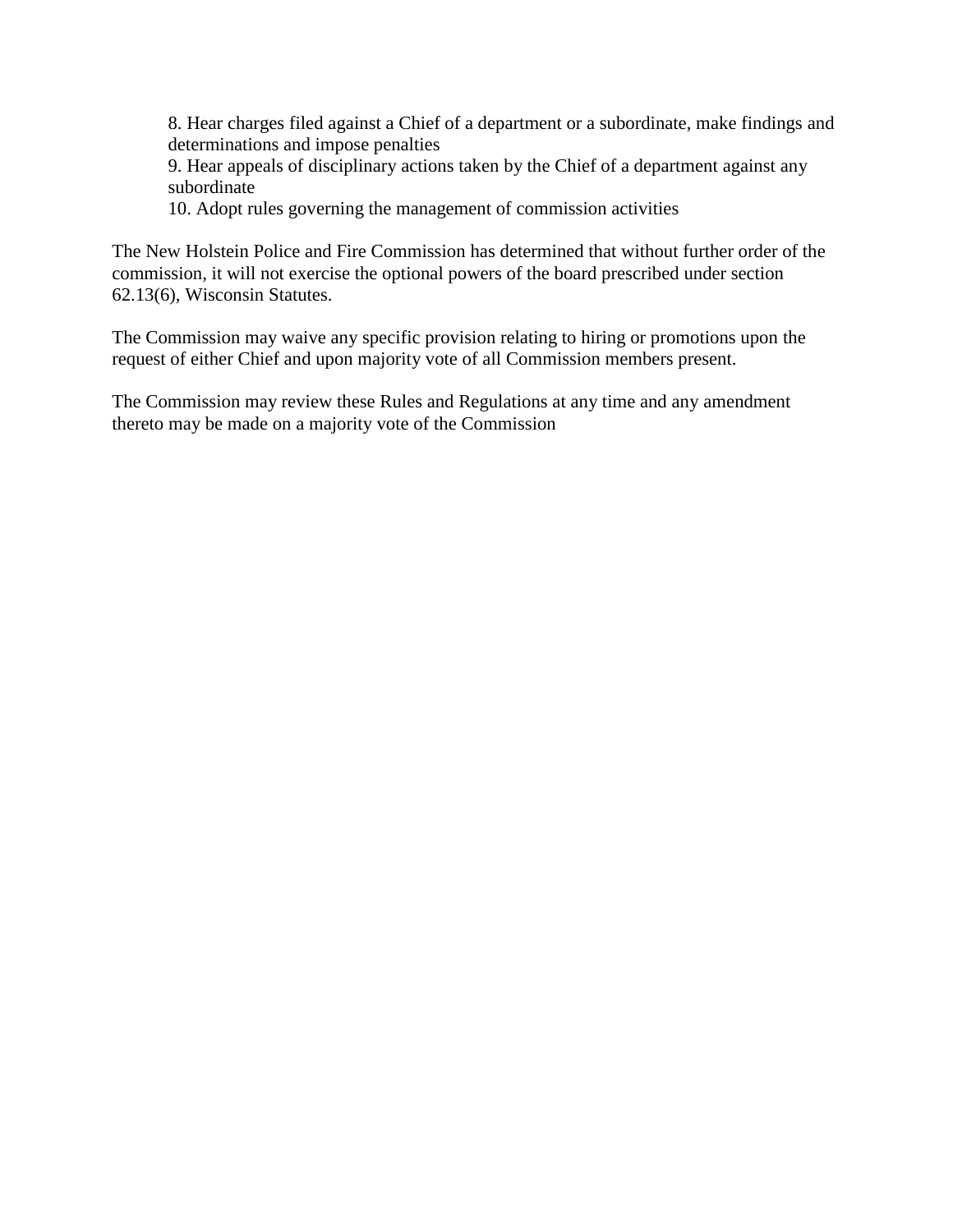8. Hear charges filed against a Chief of a department or a subordinate, make findings and determinations and impose penalties
9. Hear appeals of disciplinary actions taken by the Chief of a department against any subordinate
10. Adopt rules governing the management of commission activities

The New Holstein Police and Fire Commission has determined that without further order of the commission, it will not exercise the optional powers of the board prescribed under section 62.13(6), Wisconsin Statutes.

The Commission may waive any specific provision relating to hiring or promotions upon the request of either Chief and upon majority vote of all Commission members present.

The Commission may review these Rules and Regulations at any time and any amendment thereto may be made on a majority vote of the Commission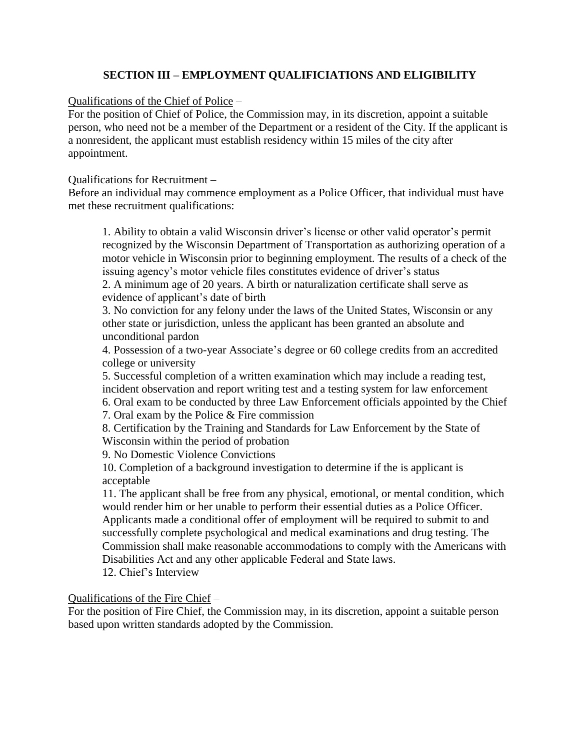## SECTION III – EMPLOYMENT QUALIFICIATIONS AND ELIGIBILITY

<u>Qualifications of the Chief of Police</u> –
For the position of Chief of Police, the Commission may, in its discretion, appoint a suitable person, who need not be a member of the Department or a resident of the City. If the applicant is a nonresident, the applicant must establish residency within 15 miles of the city after appointment.

<u>Qualifications for Recruitment</u> –
Before an individual may commence employment as a Police Officer, that individual must have met these recruitment qualifications:

1. Ability to obtain a valid Wisconsin driver's license or other valid operator's permit recognized by the Wisconsin Department of Transportation as authorizing operation of a motor vehicle in Wisconsin prior to beginning employment. The results of a check of the issuing agency's motor vehicle files constitutes evidence of driver's status
2. A minimum age of 20 years. A birth or naturalization certificate shall serve as evidence of applicant's date of birth
3. No conviction for any felony under the laws of the United States, Wisconsin or any other state or jurisdiction, unless the applicant has been granted an absolute and unconditional pardon
4. Possession of a two-year Associate's degree or 60 college credits from an accredited college or university
5. Successful completion of a written examination which may include a reading test, incident observation and report writing test and a testing system for law enforcement
6. Oral exam to be conducted by three Law Enforcement officials appointed by the Chief
7. Oral exam by the Police & Fire commission
8. Certification by the Training and Standards for Law Enforcement by the State of Wisconsin within the period of probation
9. No Domestic Violence Convictions
10. Completion of a background investigation to determine if the is applicant is acceptable
11. The applicant shall be free from any physical, emotional, or mental condition, which would render him or her unable to perform their essential duties as a Police Officer. Applicants made a conditional offer of employment will be required to submit to and successfully complete psychological and medical examinations and drug testing. The Commission shall make reasonable accommodations to comply with the Americans with Disabilities Act and any other applicable Federal and State laws.
12. Chief's Interview

<u>Qualifications of the Fire Chief</u> –
For the position of Fire Chief, the Commission may, in its discretion, appoint a suitable person based upon written standards adopted by the Commission.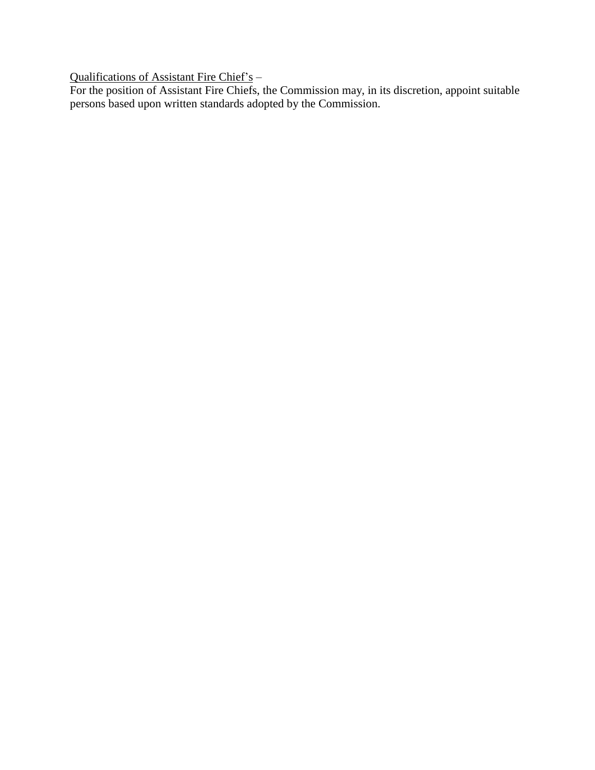<u>Qualifications of Assistant Fire Chief's</u> –
For the position of Assistant Fire Chiefs, the Commission may, in its discretion, appoint suitable persons based upon written standards adopted by the Commission.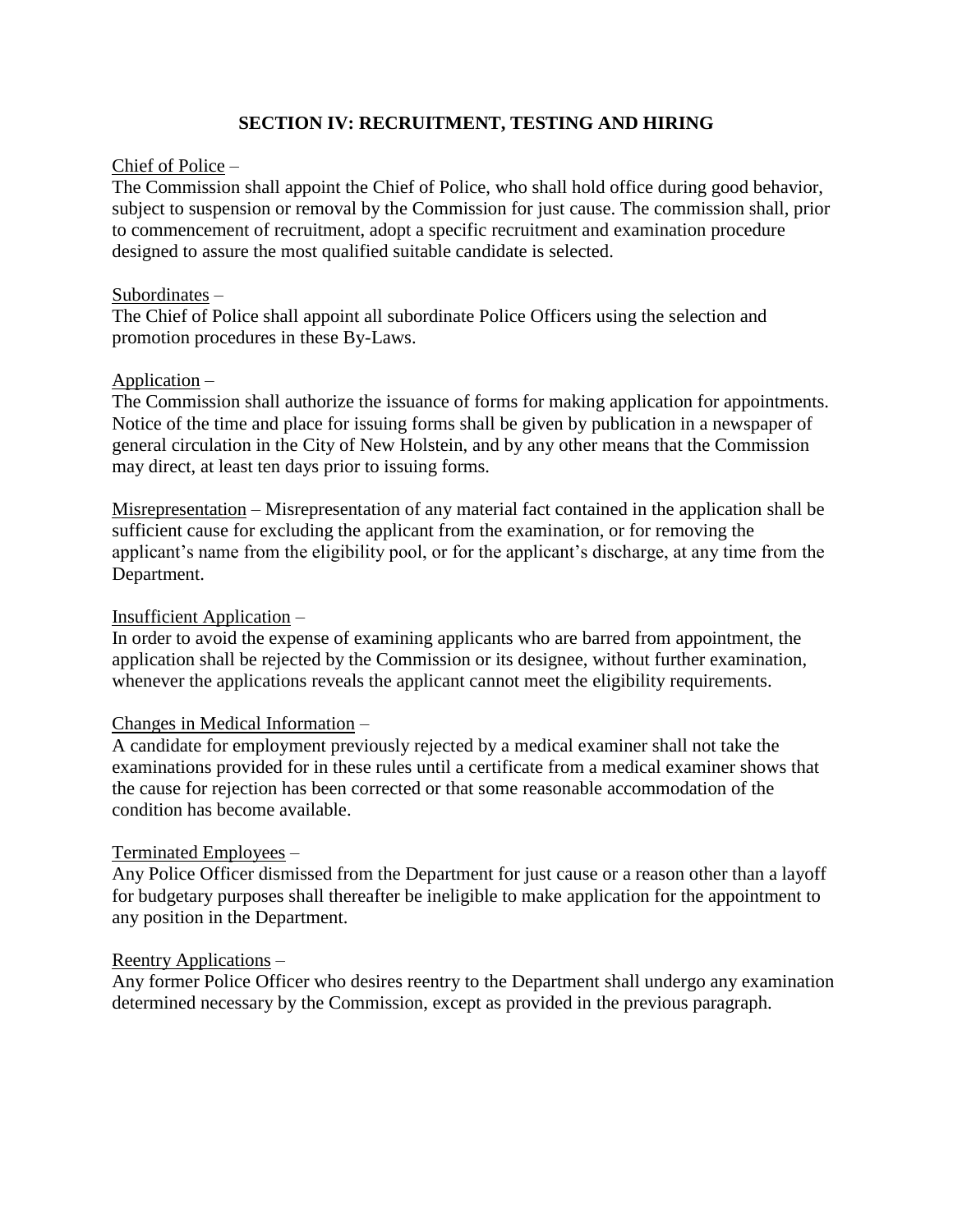## SECTION IV: RECRUITMENT, TESTING AND HIRING

Chief of Police –
The Commission shall appoint the Chief of Police, who shall hold office during good behavior, subject to suspension or removal by the Commission for just cause. The commission shall, prior to commencement of recruitment, adopt a specific recruitment and examination procedure designed to assure the most qualified suitable candidate is selected.

Subordinates –
The Chief of Police shall appoint all subordinate Police Officers using the selection and promotion procedures in these By-Laws.

Application –
The Commission shall authorize the issuance of forms for making application for appointments. Notice of the time and place for issuing forms shall be given by publication in a newspaper of general circulation in the City of New Holstein, and by any other means that the Commission may direct, at least ten days prior to issuing forms.

Misrepresentation – Misrepresentation of any material fact contained in the application shall be sufficient cause for excluding the applicant from the examination, or for removing the applicant's name from the eligibility pool, or for the applicant's discharge, at any time from the Department.

Insufficient Application –
In order to avoid the expense of examining applicants who are barred from appointment, the application shall be rejected by the Commission or its designee, without further examination, whenever the applications reveals the applicant cannot meet the eligibility requirements.

Changes in Medical Information –
A candidate for employment previously rejected by a medical examiner shall not take the examinations provided for in these rules until a certificate from a medical examiner shows that the cause for rejection has been corrected or that some reasonable accommodation of the condition has become available.

Terminated Employees –
Any Police Officer dismissed from the Department for just cause or a reason other than a layoff for budgetary purposes shall thereafter be ineligible to make application for the appointment to any position in the Department.

Reentry Applications –
Any former Police Officer who desires reentry to the Department shall undergo any examination determined necessary by the Commission, except as provided in the previous paragraph.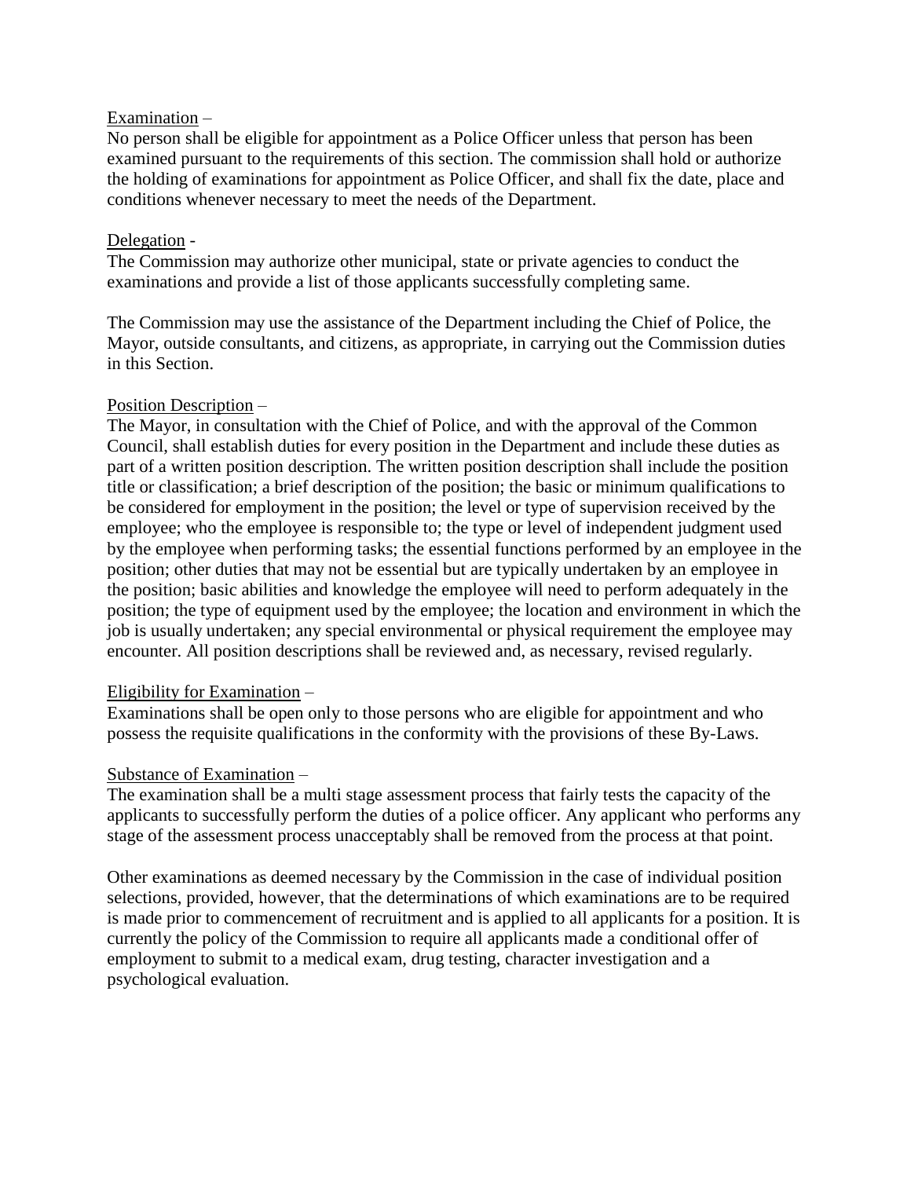Examination –
No person shall be eligible for appointment as a Police Officer unless that person has been examined pursuant to the requirements of this section. The commission shall hold or authorize the holding of examinations for appointment as Police Officer, and shall fix the date, place and conditions whenever necessary to meet the needs of the Department.

Delegation -
The Commission may authorize other municipal, state or private agencies to conduct the examinations and provide a list of those applicants successfully completing same.

The Commission may use the assistance of the Department including the Chief of Police, the Mayor, outside consultants, and citizens, as appropriate, in carrying out the Commission duties in this Section.

Position Description –
The Mayor, in consultation with the Chief of Police, and with the approval of the Common Council, shall establish duties for every position in the Department and include these duties as part of a written position description. The written position description shall include the position title or classification; a brief description of the position; the basic or minimum qualifications to be considered for employment in the position; the level or type of supervision received by the employee; who the employee is responsible to; the type or level of independent judgment used by the employee when performing tasks; the essential functions performed by an employee in the position; other duties that may not be essential but are typically undertaken by an employee in the position; basic abilities and knowledge the employee will need to perform adequately in the position; the type of equipment used by the employee; the location and environment in which the job is usually undertaken; any special environmental or physical requirement the employee may encounter. All position descriptions shall be reviewed and, as necessary, revised regularly.

Eligibility for Examination –
Examinations shall be open only to those persons who are eligible for appointment and who possess the requisite qualifications in the conformity with the provisions of these By-Laws.

Substance of Examination –
The examination shall be a multi stage assessment process that fairly tests the capacity of the applicants to successfully perform the duties of a police officer. Any applicant who performs any stage of the assessment process unacceptably shall be removed from the process at that point.

Other examinations as deemed necessary by the Commission in the case of individual position selections, provided, however, that the determinations of which examinations are to be required is made prior to commencement of recruitment and is applied to all applicants for a position. It is currently the policy of the Commission to require all applicants made a conditional offer of employment to submit to a medical exam, drug testing, character investigation and a psychological evaluation.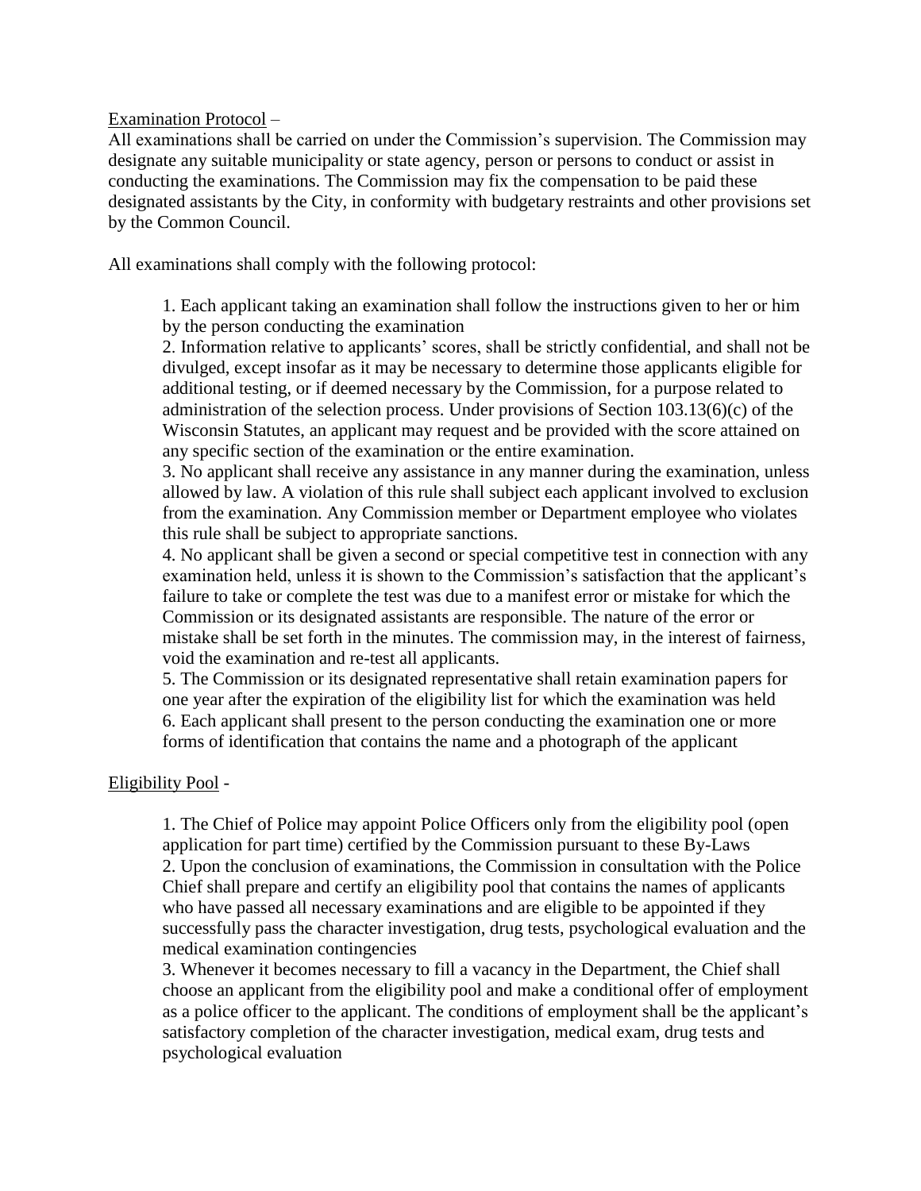<u>Examination Protocol</u> –

All examinations shall be carried on under the Commission's supervision. The Commission may designate any suitable municipality or state agency, person or persons to conduct or assist in conducting the examinations. The Commission may fix the compensation to be paid these designated assistants by the City, in conformity with budgetary restraints and other provisions set by the Common Council.

All examinations shall comply with the following protocol:

1. Each applicant taking an examination shall follow the instructions given to her or him by the person conducting the examination
2. Information relative to applicants' scores, shall be strictly confidential, and shall not be divulged, except insofar as it may be necessary to determine those applicants eligible for additional testing, or if deemed necessary by the Commission, for a purpose related to administration of the selection process. Under provisions of Section 103.13(6)(c) of the Wisconsin Statutes, an applicant may request and be provided with the score attained on any specific section of the examination or the entire examination.
3. No applicant shall receive any assistance in any manner during the examination, unless allowed by law. A violation of this rule shall subject each applicant involved to exclusion from the examination. Any Commission member or Department employee who violates this rule shall be subject to appropriate sanctions.
4. No applicant shall be given a second or special competitive test in connection with any examination held, unless it is shown to the Commission's satisfaction that the applicant's failure to take or complete the test was due to a manifest error or mistake for which the Commission or its designated assistants are responsible. The nature of the error or mistake shall be set forth in the minutes. The commission may, in the interest of fairness, void the examination and re-test all applicants.
5. The Commission or its designated representative shall retain examination papers for one year after the expiration of the eligibility list for which the examination was held
6. Each applicant shall present to the person conducting the examination one or more forms of identification that contains the name and a photograph of the applicant

<u>Eligibility Pool</u> -

1. The Chief of Police may appoint Police Officers only from the eligibility pool (open application for part time) certified by the Commission pursuant to these By-Laws
2. Upon the conclusion of examinations, the Commission in consultation with the Police Chief shall prepare and certify an eligibility pool that contains the names of applicants who have passed all necessary examinations and are eligible to be appointed if they successfully pass the character investigation, drug tests, psychological evaluation and the medical examination contingencies
3. Whenever it becomes necessary to fill a vacancy in the Department, the Chief shall choose an applicant from the eligibility pool and make a conditional offer of employment as a police officer to the applicant. The conditions of employment shall be the applicant's satisfactory completion of the character investigation, medical exam, drug tests and psychological evaluation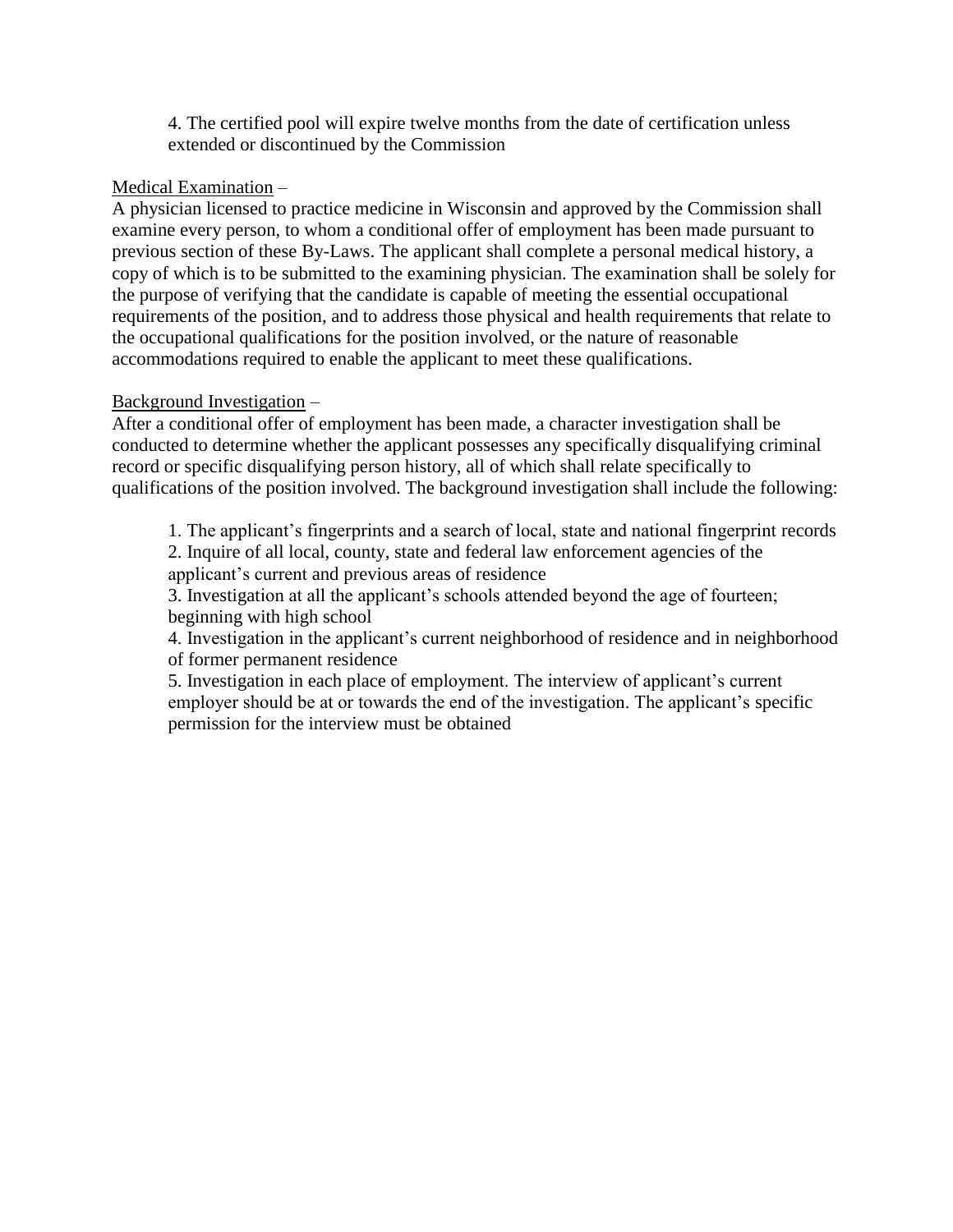4. The certified pool will expire twelve months from the date of certification unless extended or discontinued by the Commission

<u>Medical Examination</u> –

A physician licensed to practice medicine in Wisconsin and approved by the Commission shall examine every person, to whom a conditional offer of employment has been made pursuant to previous section of these By-Laws. The applicant shall complete a personal medical history, a copy of which is to be submitted to the examining physician. The examination shall be solely for the purpose of verifying that the candidate is capable of meeting the essential occupational requirements of the position, and to address those physical and health requirements that relate to the occupational qualifications for the position involved, or the nature of reasonable accommodations required to enable the applicant to meet these qualifications.

<u>Background Investigation</u> –

After a conditional offer of employment has been made, a character investigation shall be conducted to determine whether the applicant possesses any specifically disqualifying criminal record or specific disqualifying person history, all of which shall relate specifically to qualifications of the position involved. The background investigation shall include the following:

1. The applicant's fingerprints and a search of local, state and national fingerprint records
2. Inquire of all local, county, state and federal law enforcement agencies of the applicant's current and previous areas of residence
3. Investigation at all the applicant's schools attended beyond the age of fourteen; beginning with high school
4. Investigation in the applicant's current neighborhood of residence and in neighborhood of former permanent residence
5. Investigation in each place of employment. The interview of applicant's current employer should be at or towards the end of the investigation. The applicant's specific permission for the interview must be obtained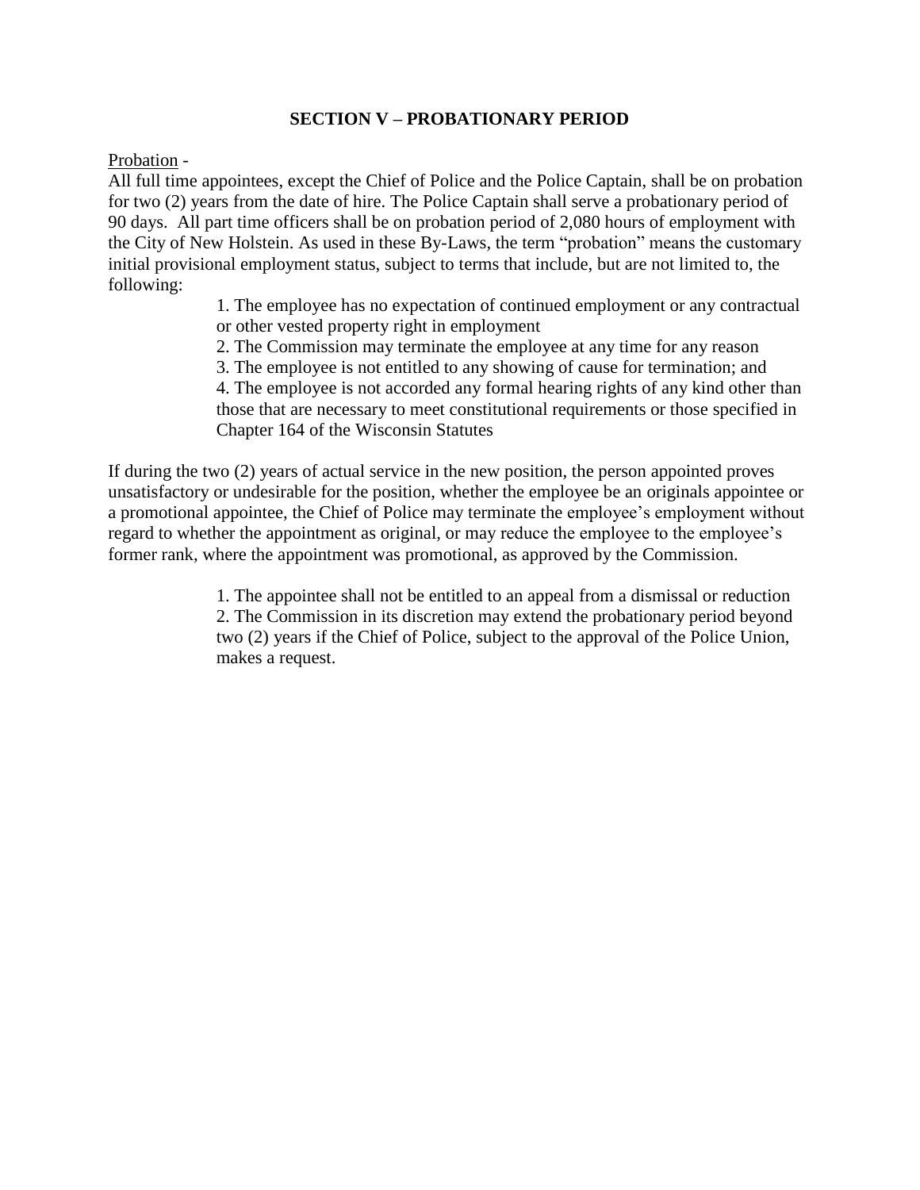## SECTION V – PROBATIONARY PERIOD

Probation -
All full time appointees, except the Chief of Police and the Police Captain, shall be on probation for two (2) years from the date of hire. The Police Captain shall serve a probationary period of 90 days. All part time officers shall be on probation period of 2,080 hours of employment with the City of New Holstein. As used in these By-Laws, the term "probation" means the customary initial provisional employment status, subject to terms that include, but are not limited to, the following:

1. The employee has no expectation of continued employment or any contractual or other vested property right in employment
2. The Commission may terminate the employee at any time for any reason
3. The employee is not entitled to any showing of cause for termination; and
4. The employee is not accorded any formal hearing rights of any kind other than those that are necessary to meet constitutional requirements or those specified in Chapter 164 of the Wisconsin Statutes

If during the two (2) years of actual service in the new position, the person appointed proves unsatisfactory or undesirable for the position, whether the employee be an originals appointee or a promotional appointee, the Chief of Police may terminate the employee's employment without regard to whether the appointment as original, or may reduce the employee to the employee's former rank, where the appointment was promotional, as approved by the Commission.

1. The appointee shall not be entitled to an appeal from a dismissal or reduction
2. The Commission in its discretion may extend the probationary period beyond two (2) years if the Chief of Police, subject to the approval of the Police Union, makes a request.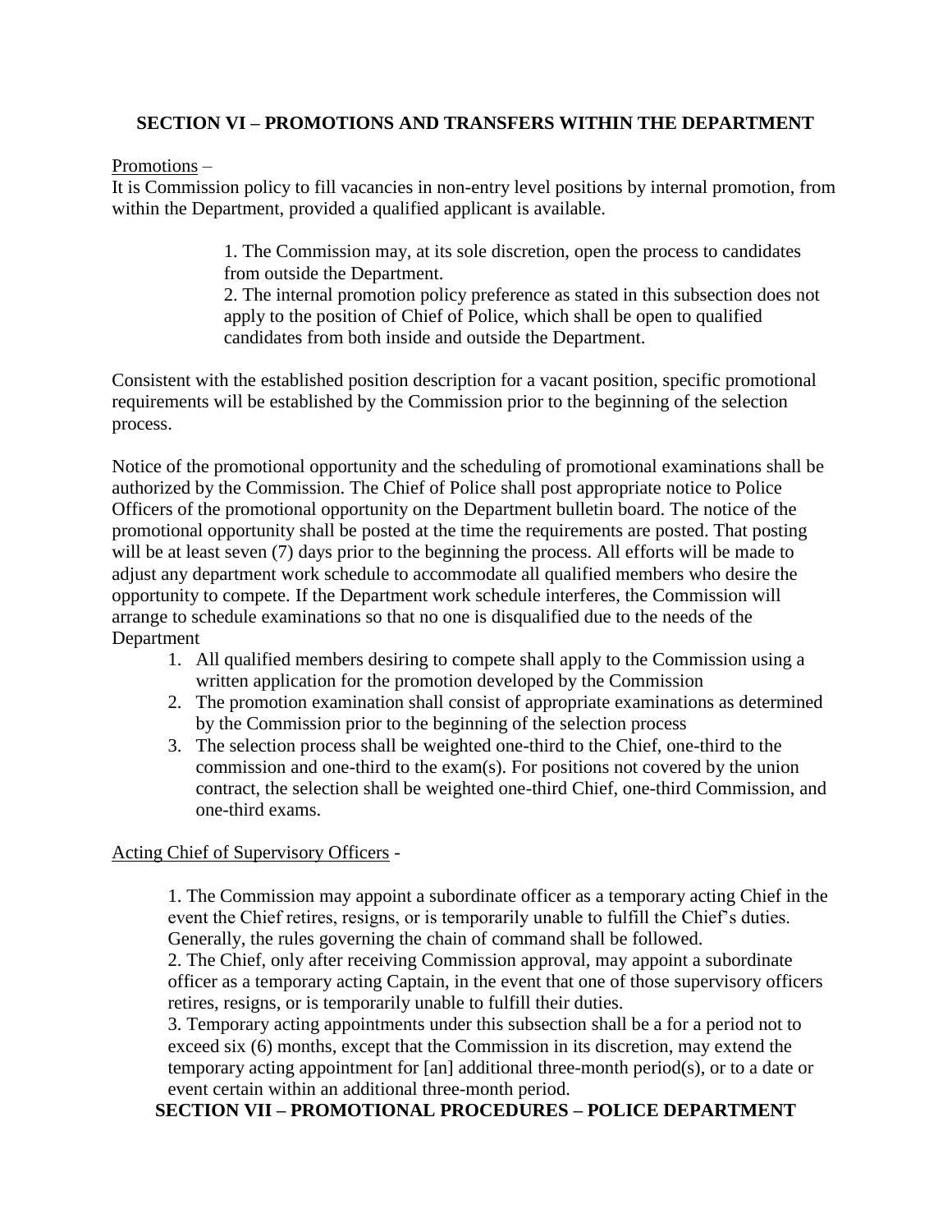## SECTION VI – PROMOTIONS AND TRANSFERS WITHIN THE DEPARTMENT

Promotions –
It is Commission policy to fill vacancies in non-entry level positions by internal promotion, from within the Department, provided a qualified applicant is available.

> 1. The Commission may, at its sole discretion, open the process to candidates from outside the Department.
> 2. The internal promotion policy preference as stated in this subsection does not apply to the position of Chief of Police, which shall be open to qualified candidates from both inside and outside the Department.

Consistent with the established position description for a vacant position, specific promotional requirements will be established by the Commission prior to the beginning of the selection process.

Notice of the promotional opportunity and the scheduling of promotional examinations shall be authorized by the Commission. The Chief of Police shall post appropriate notice to Police Officers of the promotional opportunity on the Department bulletin board. The notice of the promotional opportunity shall be posted at the time the requirements are posted. That posting will be at least seven (7) days prior to the beginning the process. All efforts will be made to adjust any department work schedule to accommodate all qualified members who desire the opportunity to compete. If the Department work schedule interferes, the Commission will arrange to schedule examinations so that no one is disqualified due to the needs of the Department

1. All qualified members desiring to compete shall apply to the Commission using a written application for the promotion developed by the Commission
2. The promotion examination shall consist of appropriate examinations as determined by the Commission prior to the beginning of the selection process
3. The selection process shall be weighted one-third to the Chief, one-third to the commission and one-third to the exam(s). For positions not covered by the union contract, the selection shall be weighted one-third Chief, one-third Commission, and one-third exams.

Acting Chief of Supervisory Officers -

> 1. The Commission may appoint a subordinate officer as a temporary acting Chief in the event the Chief retires, resigns, or is temporarily unable to fulfill the Chief's duties. Generally, the rules governing the chain of command shall be followed.
> 2. The Chief, only after receiving Commission approval, may appoint a subordinate officer as a temporary acting Captain, in the event that one of those supervisory officers retires, resigns, or is temporarily unable to fulfill their duties.
> 3. Temporary acting appointments under this subsection shall be a for a period not to exceed six (6) months, except that the Commission in its discretion, may extend the temporary acting appointment for [an] additional three-month period(s), or to a date or event certain within an additional three-month period.

## SECTION VII – PROMOTIONAL PROCEDURES – POLICE DEPARTMENT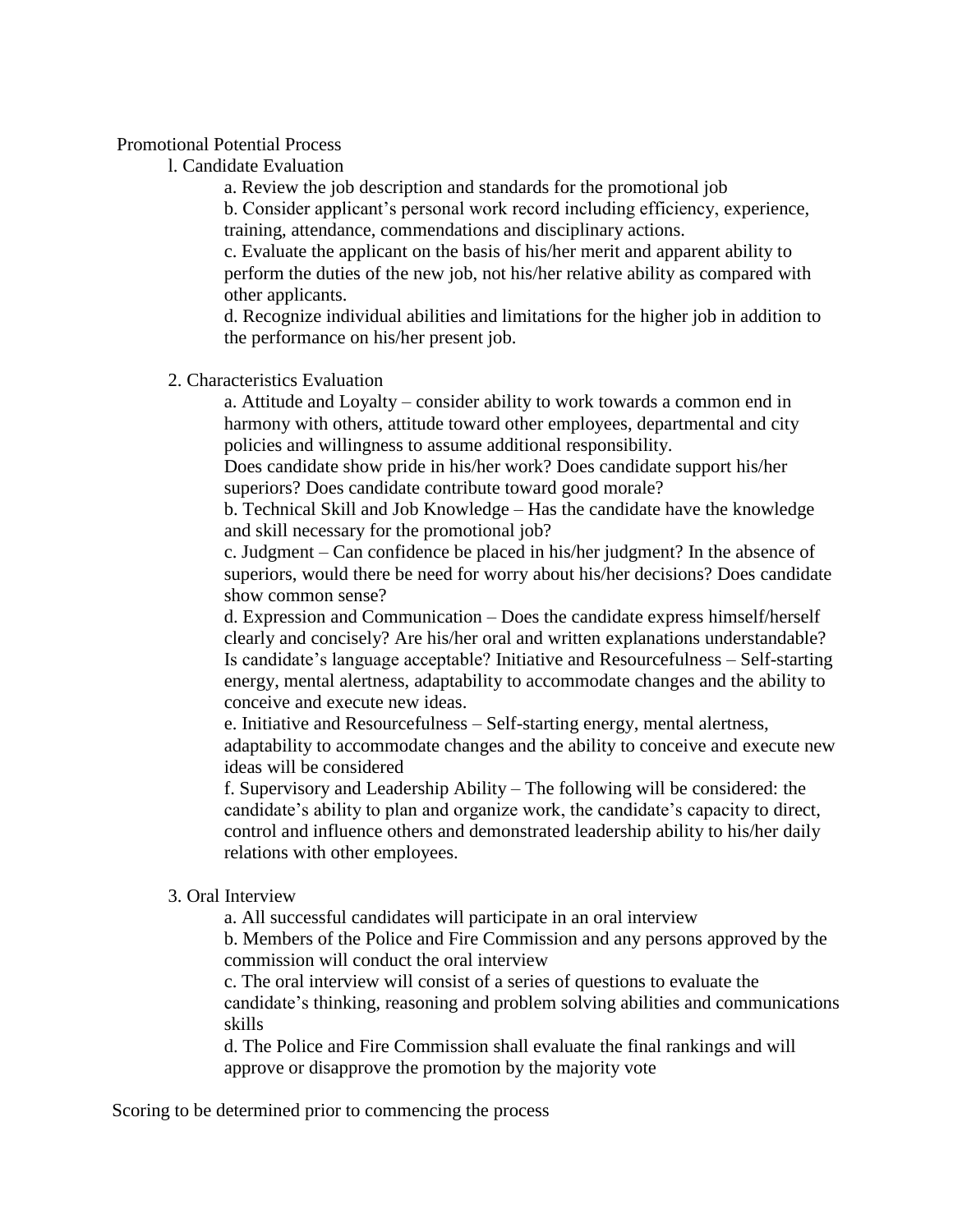Promotional Potential Process

l. Candidate Evaluation

a. Review the job description and standards for the promotional job

b. Consider applicant's personal work record including efficiency, experience, training, attendance, commendations and disciplinary actions.

c. Evaluate the applicant on the basis of his/her merit and apparent ability to perform the duties of the new job, not his/her relative ability as compared with other applicants.

d. Recognize individual abilities and limitations for the higher job in addition to the performance on his/her present job.

2. Characteristics Evaluation

a. Attitude and Loyalty – consider ability to work towards a common end in harmony with others, attitude toward other employees, departmental and city policies and willingness to assume additional responsibility.

Does candidate show pride in his/her work? Does candidate support his/her superiors? Does candidate contribute toward good morale?

b. Technical Skill and Job Knowledge – Has the candidate have the knowledge and skill necessary for the promotional job?

c. Judgment – Can confidence be placed in his/her judgment? In the absence of superiors, would there be need for worry about his/her decisions? Does candidate show common sense?

d. Expression and Communication – Does the candidate express himself/herself clearly and concisely? Are his/her oral and written explanations understandable? Is candidate's language acceptable? Initiative and Resourcefulness – Self-starting energy, mental alertness, adaptability to accommodate changes and the ability to conceive and execute new ideas.

e. Initiative and Resourcefulness – Self-starting energy, mental alertness, adaptability to accommodate changes and the ability to conceive and execute new ideas will be considered

f. Supervisory and Leadership Ability – The following will be considered: the candidate's ability to plan and organize work, the candidate's capacity to direct, control and influence others and demonstrated leadership ability to his/her daily relations with other employees.

3. Oral Interview

a. All successful candidates will participate in an oral interview

b. Members of the Police and Fire Commission and any persons approved by the commission will conduct the oral interview

c. The oral interview will consist of a series of questions to evaluate the candidate's thinking, reasoning and problem solving abilities and communications skills

d. The Police and Fire Commission shall evaluate the final rankings and will approve or disapprove the promotion by the majority vote

Scoring to be determined prior to commencing the process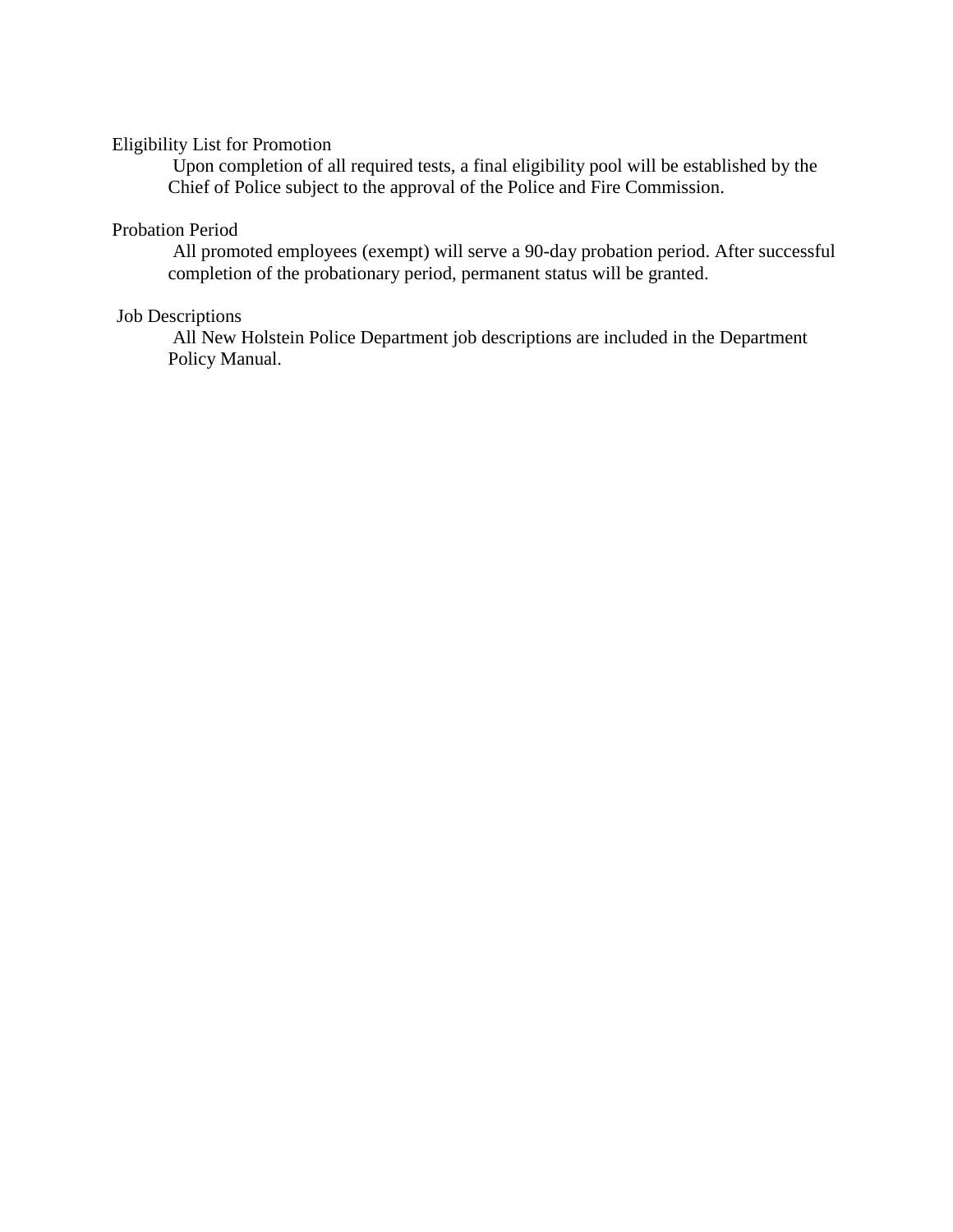Eligibility List for Promotion

Upon completion of all required tests, a final eligibility pool will be established by the Chief of Police subject to the approval of the Police and Fire Commission.

Probation Period

All promoted employees (exempt) will serve a 90-day probation period. After successful completion of the probationary period, permanent status will be granted.

Job Descriptions

All New Holstein Police Department job descriptions are included in the Department Policy Manual.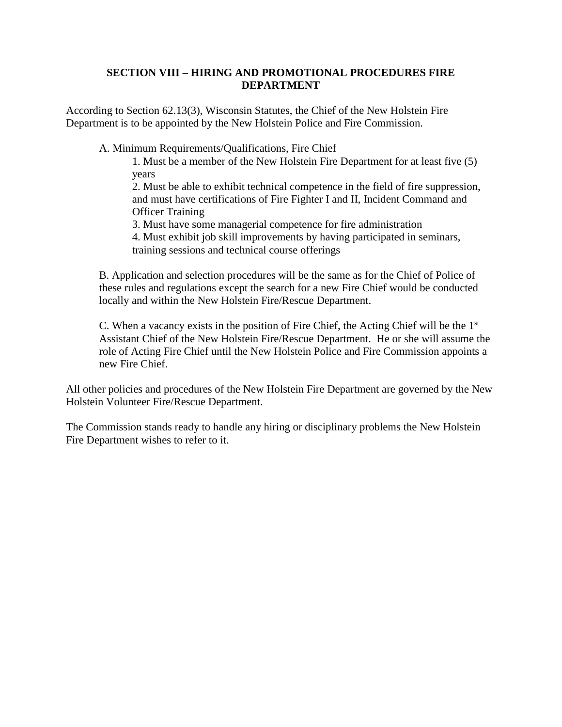## SECTION VIII – HIRING AND PROMOTIONAL PROCEDURES FIRE DEPARTMENT

According to Section 62.13(3), Wisconsin Statutes, the Chief of the New Holstein Fire Department is to be appointed by the New Holstein Police and Fire Commission.

A. Minimum Requirements/Qualifications, Fire Chief

1. Must be a member of the New Holstein Fire Department for at least five (5) years
2. Must be able to exhibit technical competence in the field of fire suppression, and must have certifications of Fire Fighter I and II, Incident Command and Officer Training
3. Must have some managerial competence for fire administration
4. Must exhibit job skill improvements by having participated in seminars, training sessions and technical course offerings

B. Application and selection procedures will be the same as for the Chief of Police of these rules and regulations except the search for a new Fire Chief would be conducted locally and within the New Holstein Fire/Rescue Department.

C. When a vacancy exists in the position of Fire Chief, the Acting Chief will be the 1st Assistant Chief of the New Holstein Fire/Rescue Department. He or she will assume the role of Acting Fire Chief until the New Holstein Police and Fire Commission appoints a new Fire Chief.

All other policies and procedures of the New Holstein Fire Department are governed by the New Holstein Volunteer Fire/Rescue Department.

The Commission stands ready to handle any hiring or disciplinary problems the New Holstein Fire Department wishes to refer to it.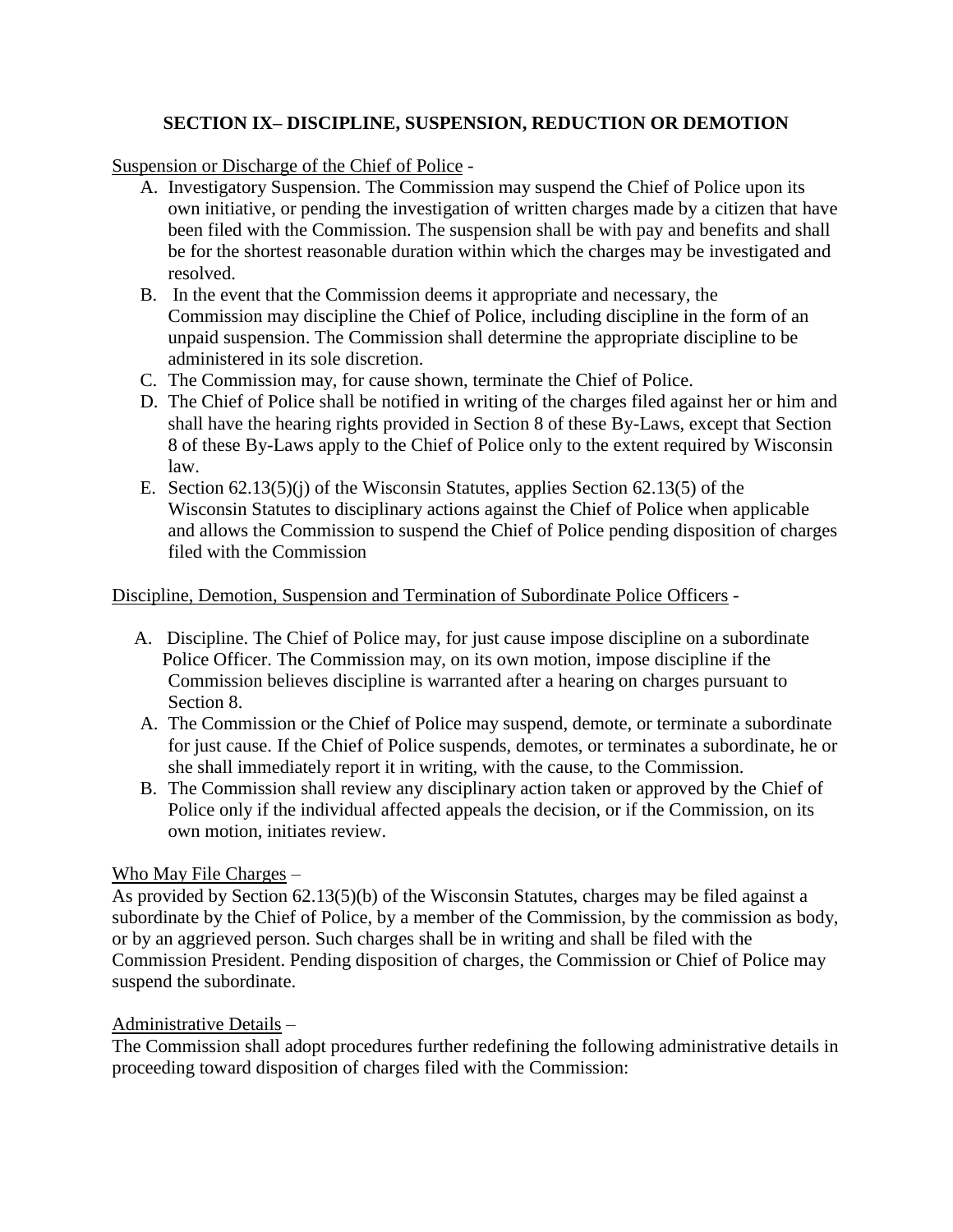## SECTION IX– DISCIPLINE, SUSPENSION, REDUCTION OR DEMOTION

Suspension or Discharge of the Chief of Police -

A. Investigatory Suspension. The Commission may suspend the Chief of Police upon its own initiative, or pending the investigation of written charges made by a citizen that have been filed with the Commission. The suspension shall be with pay and benefits and shall be for the shortest reasonable duration within which the charges may be investigated and resolved.
B. In the event that the Commission deems it appropriate and necessary, the Commission may discipline the Chief of Police, including discipline in the form of an unpaid suspension. The Commission shall determine the appropriate discipline to be administered in its sole discretion.
C. The Commission may, for cause shown, terminate the Chief of Police.
D. The Chief of Police shall be notified in writing of the charges filed against her or him and shall have the hearing rights provided in Section 8 of these By-Laws, except that Section 8 of these By-Laws apply to the Chief of Police only to the extent required by Wisconsin law.
E. Section 62.13(5)(j) of the Wisconsin Statutes, applies Section 62.13(5) of the Wisconsin Statutes to disciplinary actions against the Chief of Police when applicable and allows the Commission to suspend the Chief of Police pending disposition of charges filed with the Commission

Discipline, Demotion, Suspension and Termination of Subordinate Police Officers -

A. Discipline. The Chief of Police may, for just cause impose discipline on a subordinate Police Officer. The Commission may, on its own motion, impose discipline if the Commission believes discipline is warranted after a hearing on charges pursuant to Section 8.
A. The Commission or the Chief of Police may suspend, demote, or terminate a subordinate for just cause. If the Chief of Police suspends, demotes, or terminates a subordinate, he or she shall immediately report it in writing, with the cause, to the Commission.
B. The Commission shall review any disciplinary action taken or approved by the Chief of Police only if the individual affected appeals the decision, or if the Commission, on its own motion, initiates review.

Who May File Charges –

As provided by Section 62.13(5)(b) of the Wisconsin Statutes, charges may be filed against a subordinate by the Chief of Police, by a member of the Commission, by the commission as body, or by an aggrieved person. Such charges shall be in writing and shall be filed with the Commission President. Pending disposition of charges, the Commission or Chief of Police may suspend the subordinate.

Administrative Details –

The Commission shall adopt procedures further redefining the following administrative details in proceeding toward disposition of charges filed with the Commission: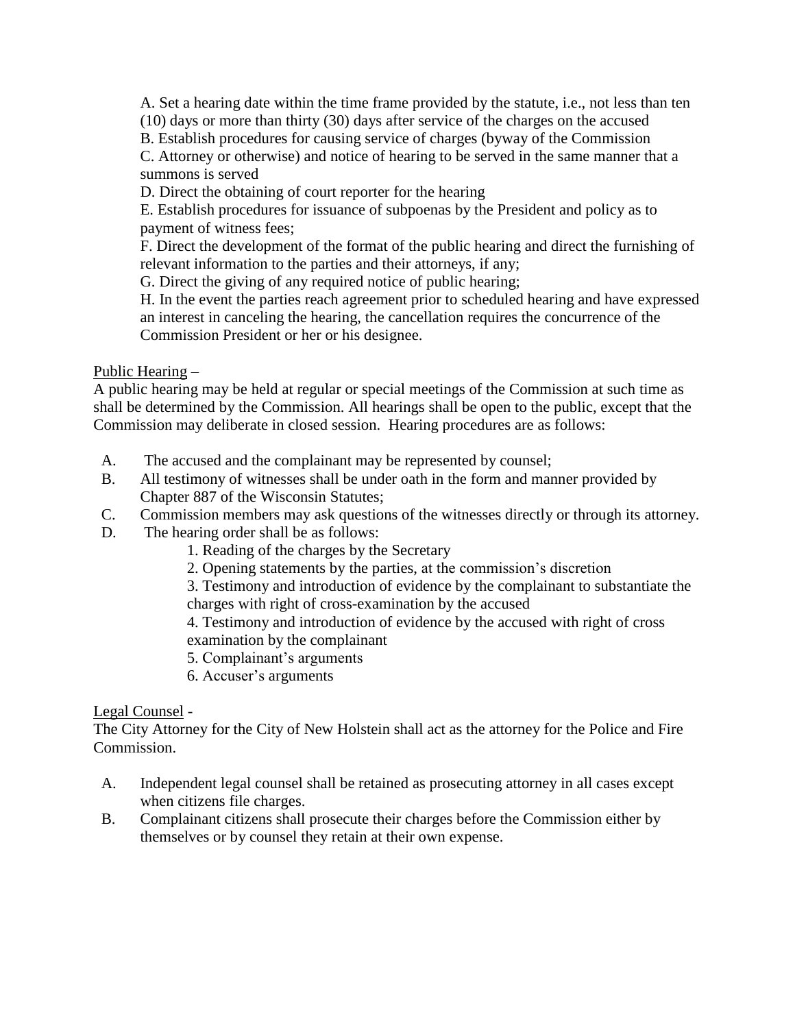A. Set a hearing date within the time frame provided by the statute, i.e., not less than ten (10) days or more than thirty (30) days after service of the charges on the accused
B. Establish procedures for causing service of charges (byway of the Commission
C. Attorney or otherwise) and notice of hearing to be served in the same manner that a summons is served
D. Direct the obtaining of court reporter for the hearing
E. Establish procedures for issuance of subpoenas by the President and policy as to payment of witness fees;
F. Direct the development of the format of the public hearing and direct the furnishing of relevant information to the parties and their attorneys, if any;
G. Direct the giving of any required notice of public hearing;
H. In the event the parties reach agreement prior to scheduled hearing and have expressed an interest in canceling the hearing, the cancellation requires the concurrence of the Commission President or her or his designee.

Public Hearing –

A public hearing may be held at regular or special meetings of the Commission at such time as shall be determined by the Commission. All hearings shall be open to the public, except that the Commission may deliberate in closed session. Hearing procedures are as follows:

A. The accused and the complainant may be represented by counsel;
B. All testimony of witnesses shall be under oath in the form and manner provided by Chapter 887 of the Wisconsin Statutes;
C. Commission members may ask questions of the witnesses directly or through its attorney.
D. The hearing order shall be as follows:
    1. Reading of the charges by the Secretary
    2. Opening statements by the parties, at the commission's discretion
    3. Testimony and introduction of evidence by the complainant to substantiate the charges with right of cross-examination by the accused
    4. Testimony and introduction of evidence by the accused with right of cross examination by the complainant
    5. Complainant's arguments
    6. Accuser's arguments

Legal Counsel -

The City Attorney for the City of New Holstein shall act as the attorney for the Police and Fire Commission.

A. Independent legal counsel shall be retained as prosecuting attorney in all cases except when citizens file charges.
B. Complainant citizens shall prosecute their charges before the Commission either by themselves or by counsel they retain at their own expense.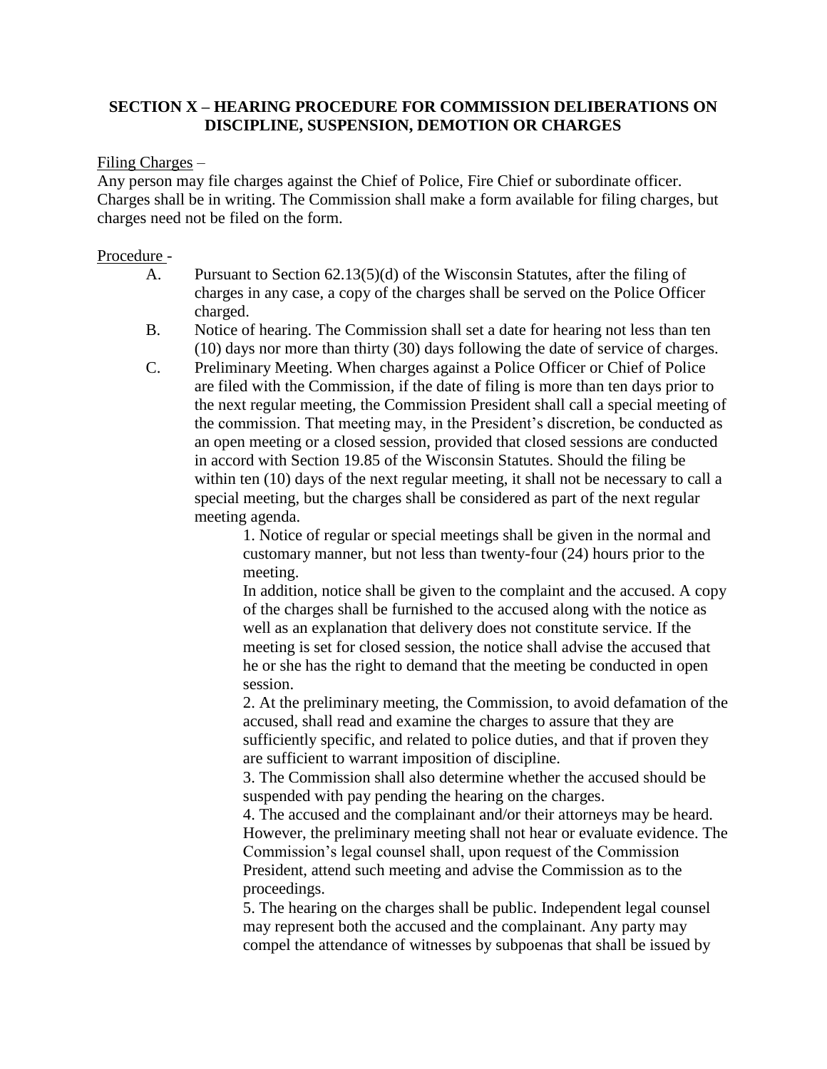**SECTION X – HEARING PROCEDURE FOR COMMISSION DELIBERATIONS ON DISCIPLINE, SUSPENSION, DEMOTION OR CHARGES**

Filing Charges –

Any person may file charges against the Chief of Police, Fire Chief or subordinate officer. Charges shall be in writing. The Commission shall make a form available for filing charges, but charges need not be filed on the form.

Procedure -

A. Pursuant to Section 62.13(5)(d) of the Wisconsin Statutes, after the filing of charges in any case, a copy of the charges shall be served on the Police Officer charged.

B. Notice of hearing. The Commission shall set a date for hearing not less than ten (10) days nor more than thirty (30) days following the date of service of charges.

C. Preliminary Meeting. When charges against a Police Officer or Chief of Police are filed with the Commission, if the date of filing is more than ten days prior to the next regular meeting, the Commission President shall call a special meeting of the commission. That meeting may, in the President's discretion, be conducted as an open meeting or a closed session, provided that closed sessions are conducted in accord with Section 19.85 of the Wisconsin Statutes. Should the filing be within ten (10) days of the next regular meeting, it shall not be necessary to call a special meeting, but the charges shall be considered as part of the next regular meeting agenda.

   1. Notice of regular or special meetings shall be given in the normal and customary manner, but not less than twenty-four (24) hours prior to the meeting.
   
   In addition, notice shall be given to the complaint and the accused. A copy of the charges shall be furnished to the accused along with the notice as well as an explanation that delivery does not constitute service. If the meeting is set for closed session, the notice shall advise the accused that he or she has the right to demand that the meeting be conducted in open session.

   2. At the preliminary meeting, the Commission, to avoid defamation of the accused, shall read and examine the charges to assure that they are sufficiently specific, and related to police duties, and that if proven they are sufficient to warrant imposition of discipline.

   3. The Commission shall also determine whether the accused should be suspended with pay pending the hearing on the charges.

   4. The accused and the complainant and/or their attorneys may be heard. However, the preliminary meeting shall not hear or evaluate evidence. The Commission's legal counsel shall, upon request of the Commission President, attend such meeting and advise the Commission as to the proceedings.

   5. The hearing on the charges shall be public. Independent legal counsel may represent both the accused and the complainant. Any party may compel the attendance of witnesses by subpoenas that shall be issued by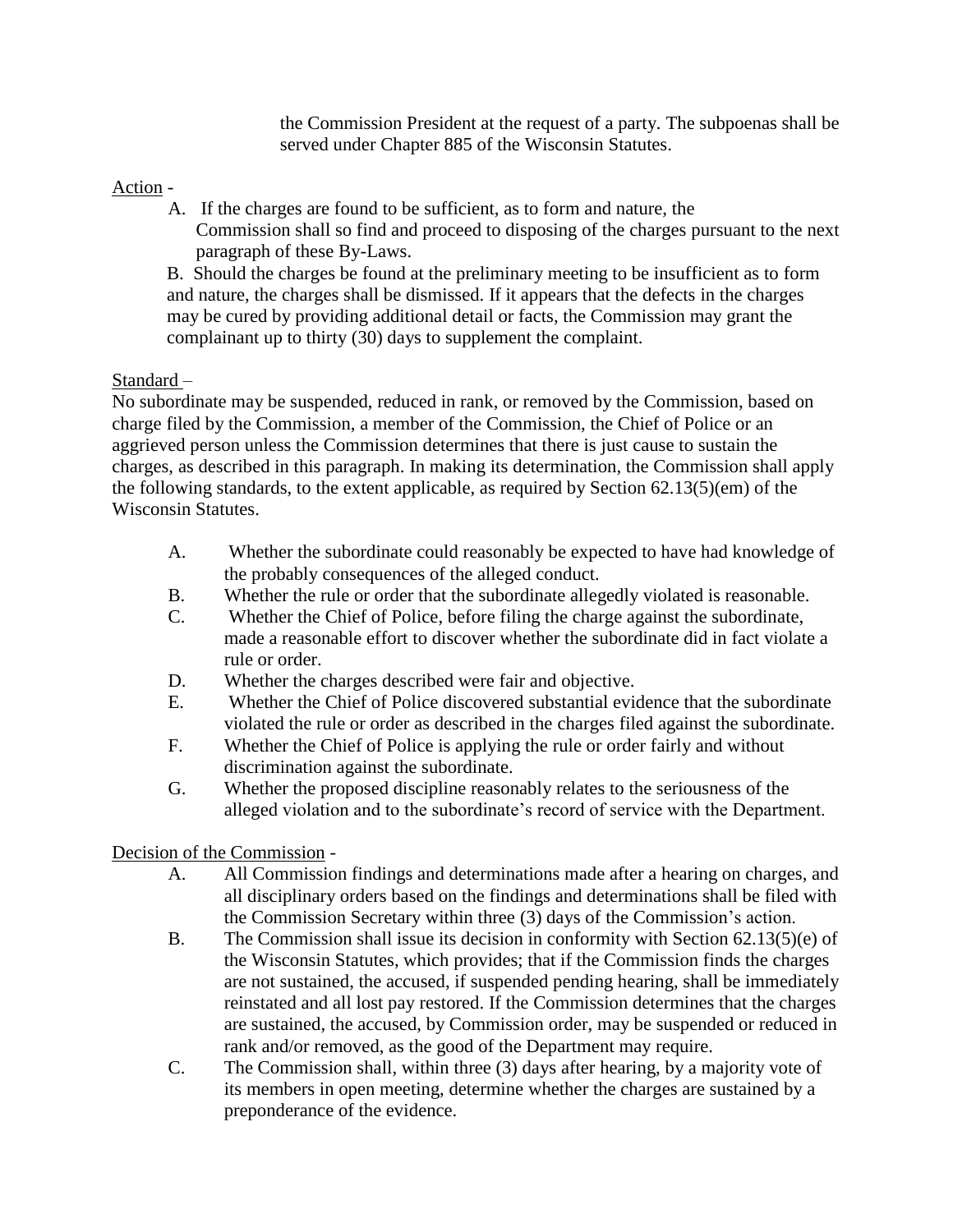the Commission President at the request of a party. The subpoenas shall be served under Chapter 885 of the Wisconsin Statutes.

Action -

A. If the charges are found to be sufficient, as to form and nature, the Commission shall so find and proceed to disposing of the charges pursuant to the next paragraph of these By-Laws.

B. Should the charges be found at the preliminary meeting to be insufficient as to form and nature, the charges shall be dismissed. If it appears that the defects in the charges may be cured by providing additional detail or facts, the Commission may grant the complainant up to thirty (30) days to supplement the complaint.

Standard –

No subordinate may be suspended, reduced in rank, or removed by the Commission, based on charge filed by the Commission, a member of the Commission, the Chief of Police or an aggrieved person unless the Commission determines that there is just cause to sustain the charges, as described in this paragraph. In making its determination, the Commission shall apply the following standards, to the extent applicable, as required by Section 62.13(5)(em) of the Wisconsin Statutes.

A. Whether the subordinate could reasonably be expected to have had knowledge of the probably consequences of the alleged conduct.
B. Whether the rule or order that the subordinate allegedly violated is reasonable.
C. Whether the Chief of Police, before filing the charge against the subordinate, made a reasonable effort to discover whether the subordinate did in fact violate a rule or order.
D. Whether the charges described were fair and objective.
E. Whether the Chief of Police discovered substantial evidence that the subordinate violated the rule or order as described in the charges filed against the subordinate.
F. Whether the Chief of Police is applying the rule or order fairly and without discrimination against the subordinate.
G. Whether the proposed discipline reasonably relates to the seriousness of the alleged violation and to the subordinate's record of service with the Department.

Decision of the Commission -

A. All Commission findings and determinations made after a hearing on charges, and all disciplinary orders based on the findings and determinations shall be filed with the Commission Secretary within three (3) days of the Commission's action.
B. The Commission shall issue its decision in conformity with Section 62.13(5)(e) of the Wisconsin Statutes, which provides; that if the Commission finds the charges are not sustained, the accused, if suspended pending hearing, shall be immediately reinstated and all lost pay restored. If the Commission determines that the charges are sustained, the accused, by Commission order, may be suspended or reduced in rank and/or removed, as the good of the Department may require.
C. The Commission shall, within three (3) days after hearing, by a majority vote of its members in open meeting, determine whether the charges are sustained by a preponderance of the evidence.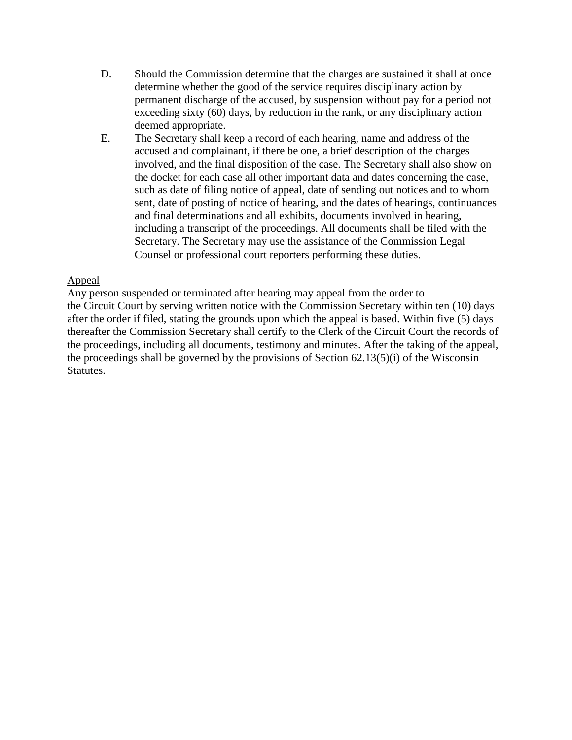D. Should the Commission determine that the charges are sustained it shall at once determine whether the good of the service requires disciplinary action by permanent discharge of the accused, by suspension without pay for a period not exceeding sixty (60) days, by reduction in the rank, or any disciplinary action deemed appropriate.

E. The Secretary shall keep a record of each hearing, name and address of the accused and complainant, if there be one, a brief description of the charges involved, and the final disposition of the case. The Secretary shall also show on the docket for each case all other important data and dates concerning the case, such as date of filing notice of appeal, date of sending out notices and to whom sent, date of posting of notice of hearing, and the dates of hearings, continuances and final determinations and all exhibits, documents involved in hearing, including a transcript of the proceedings. All documents shall be filed with the Secretary. The Secretary may use the assistance of the Commission Legal Counsel or professional court reporters performing these duties.

<u>Appeal</u> –

Any person suspended or terminated after hearing may appeal from the order to the Circuit Court by serving written notice with the Commission Secretary within ten (10) days after the order if filed, stating the grounds upon which the appeal is based. Within five (5) days thereafter the Commission Secretary shall certify to the Clerk of the Circuit Court the records of the proceedings, including all documents, testimony and minutes. After the taking of the appeal, the proceedings shall be governed by the provisions of Section 62.13(5)(i) of the Wisconsin Statutes.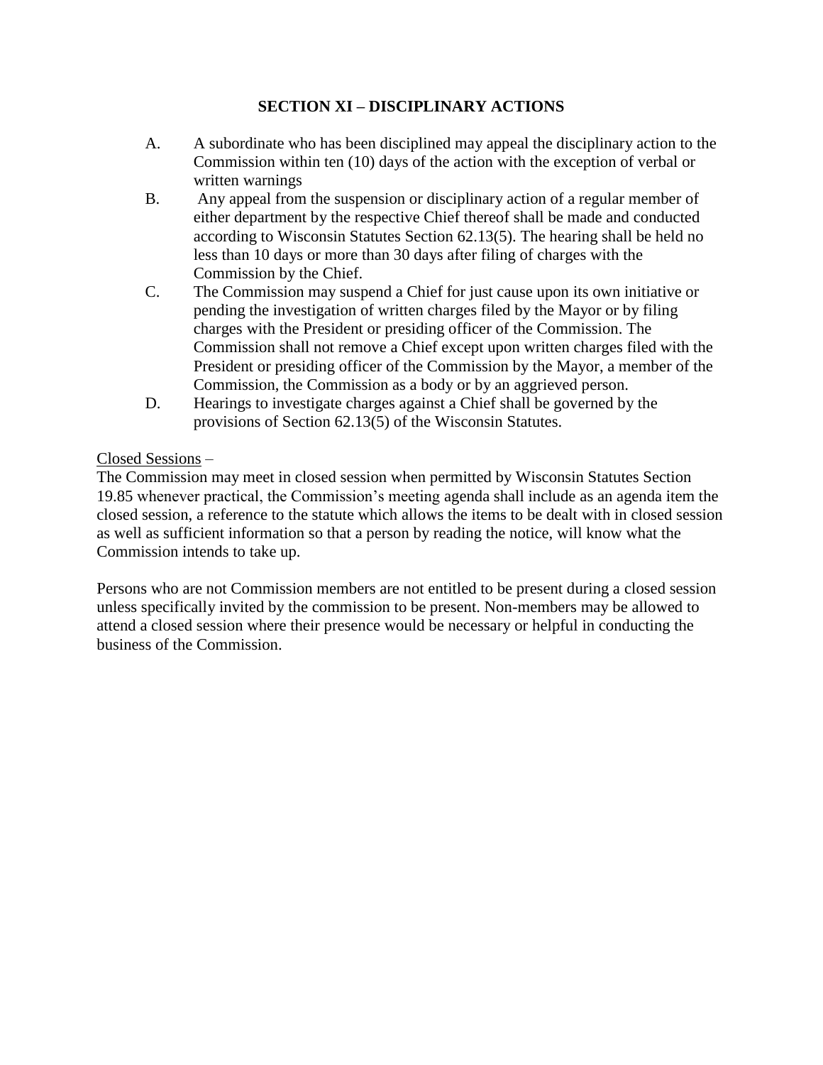## SECTION XI – DISCIPLINARY ACTIONS

A. A subordinate who has been disciplined may appeal the disciplinary action to the Commission within ten (10) days of the action with the exception of verbal or written warnings

B. Any appeal from the suspension or disciplinary action of a regular member of either department by the respective Chief thereof shall be made and conducted according to Wisconsin Statutes Section 62.13(5). The hearing shall be held no less than 10 days or more than 30 days after filing of charges with the Commission by the Chief.

C. The Commission may suspend a Chief for just cause upon its own initiative or pending the investigation of written charges filed by the Mayor or by filing charges with the President or presiding officer of the Commission. The Commission shall not remove a Chief except upon written charges filed with the President or presiding officer of the Commission by the Mayor, a member of the Commission, the Commission as a body or by an aggrieved person.

D. Hearings to investigate charges against a Chief shall be governed by the provisions of Section 62.13(5) of the Wisconsin Statutes.

<u>Closed Sessions</u> –

The Commission may meet in closed session when permitted by Wisconsin Statutes Section 19.85 whenever practical, the Commission's meeting agenda shall include as an agenda item the closed session, a reference to the statute which allows the items to be dealt with in closed session as well as sufficient information so that a person by reading the notice, will know what the Commission intends to take up.

Persons who are not Commission members are not entitled to be present during a closed session unless specifically invited by the commission to be present. Non-members may be allowed to attend a closed session where their presence would be necessary or helpful in conducting the business of the Commission.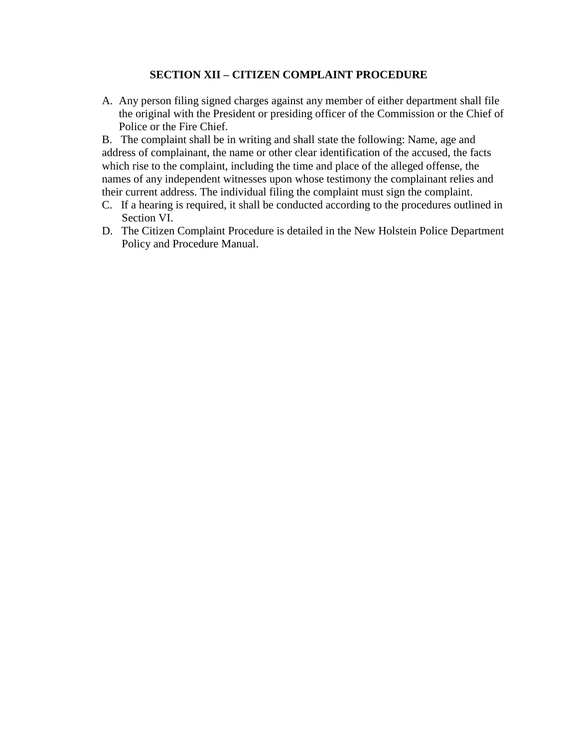## SECTION XII – CITIZEN COMPLAINT PROCEDURE

A. Any person filing signed charges against any member of either department shall file the original with the President or presiding officer of the Commission or the Chief of Police or the Fire Chief.

B. The complaint shall be in writing and shall state the following: Name, age and address of complainant, the name or other clear identification of the accused, the facts which rise to the complaint, including the time and place of the alleged offense, the names of any independent witnesses upon whose testimony the complainant relies and their current address. The individual filing the complaint must sign the complaint.

C. If a hearing is required, it shall be conducted according to the procedures outlined in Section VI.

D. The Citizen Complaint Procedure is detailed in the New Holstein Police Department Policy and Procedure Manual.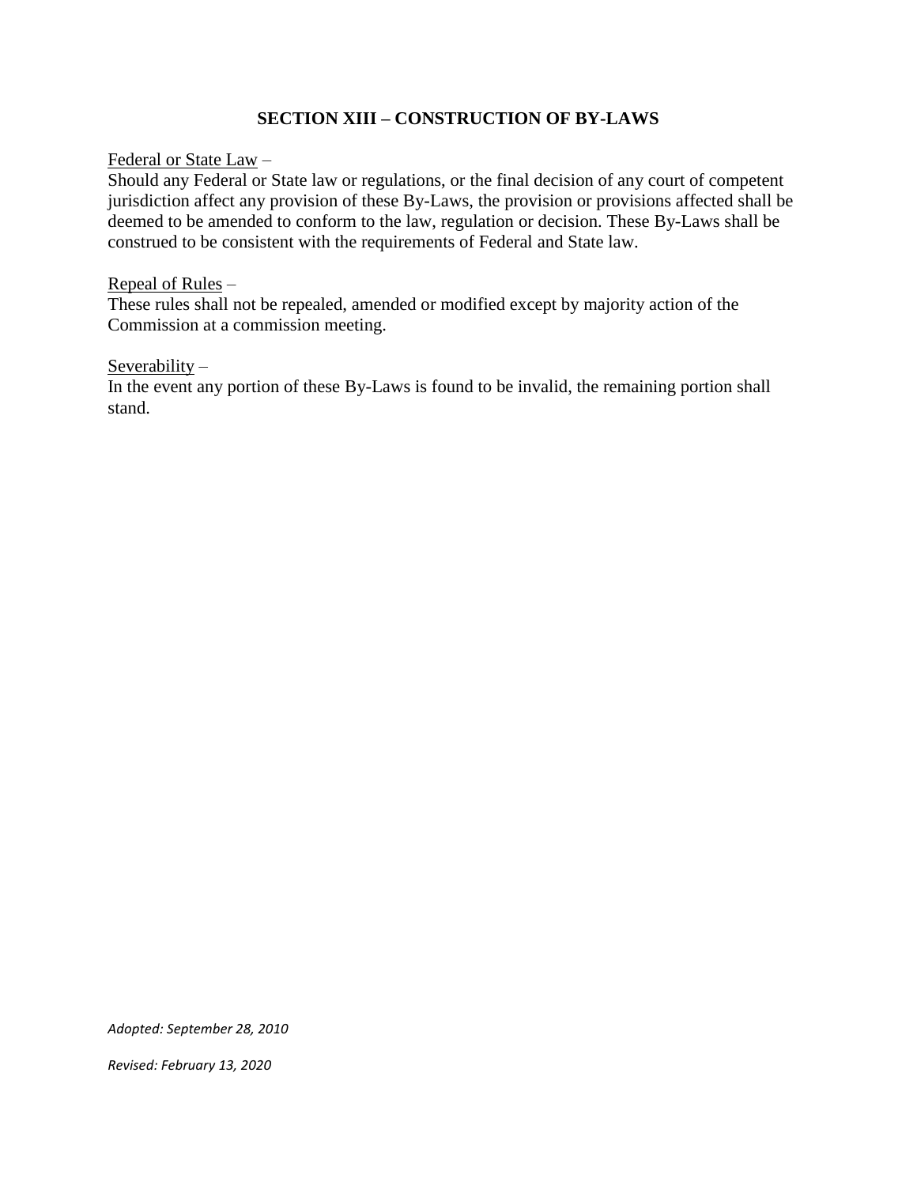## SECTION XIII – CONSTRUCTION OF BY-LAWS

Federal or State Law –
Should any Federal or State law or regulations, or the final decision of any court of competent jurisdiction affect any provision of these By-Laws, the provision or provisions affected shall be deemed to be amended to conform to the law, regulation or decision. These By-Laws shall be construed to be consistent with the requirements of Federal and State law.

Repeal of Rules –
These rules shall not be repealed, amended or modified except by majority action of the Commission at a commission meeting.

Severability –
In the event any portion of these By-Laws is found to be invalid, the remaining portion shall stand.

*Adopted: September 28, 2010*

*Revised: February 13, 2020*